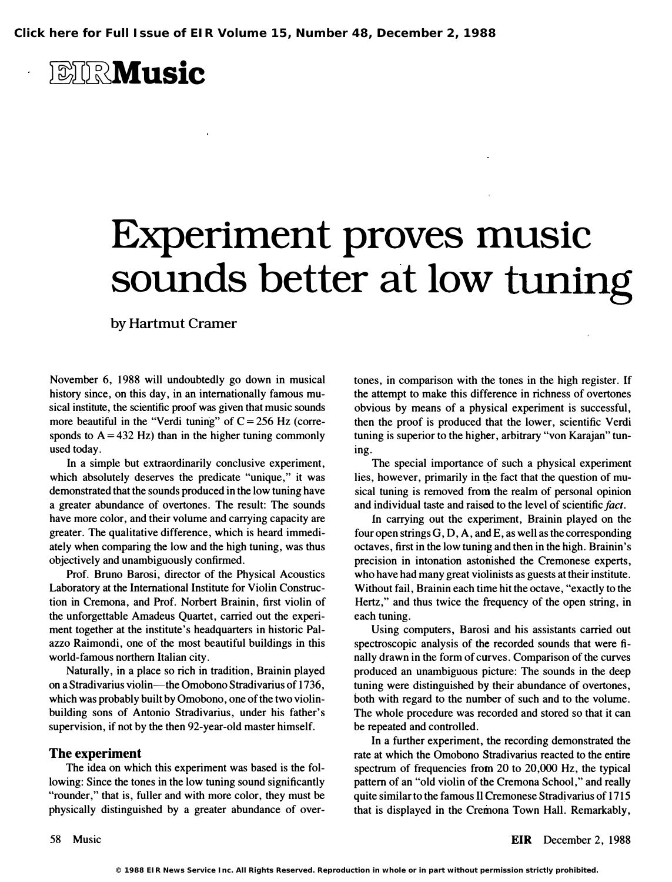# EIR Music

# Experiment proves music sounds better at low tuning

by Hartmut Cramer

November 6, 1988 will undoubtedly go down in musical history since, on this day, in an internationally famous musical institute, the scientific proof was given that music sounds more beautiful in the "Verdi tuning" of C = 256 Hz (corresponds to A = 432 Hz) than in the higher tuning commonly used today.

In a simple but extraordinarily conclusive experiment, which absolutely deserves the predicate "unique," it was demonstrated that the sounds produced in the low tuning have a greater abundance of overtones. The result: The sounds have more color, and their volume and carrying capacity are greater. The qualitative difference, which is heard immediately when comparing the low and the high tuning, was thus objectively and unambiguously confirmed.

Prof. Bruno Barosi, director of the Physical Acoustics Laboratory at the International Institute for Violin Construction in Cremona, and Prof. Norbert Brainin, first violin of the unforgettable Amadeus Quartet, carried out the experiment together at the institute's headquarters in historic Palazzo Raimondi, one of the most beautiful buildings in this world-famous northern Italian city.

Naturally, in a place so rich in tradition, Brainin played on a Stradivarius violin—the Omobono Stradivarius of 1736, which was probably built by Omobono, one of the two violin-building sons of Antonio Stradivarius, under his father's supervision, if not by the then 92-year-old master himself.

## The experiment

The idea on which this experiment was based is the following: Since the tones in the low tuning sound significantly "rounder," that is, fuller and with more color, they must be physically distinguished by a greater abundance of overtones, in comparison with the tones in the high register. If the attempt to make this difference in richness of overtones obvious by means of a physical experiment is successful, then the proof is produced that the lower, scientific Verdi tuning is superior to the higher, arbitrary "von Karajan" tuning.

The special importance of such a physical experiment lies, however, primarily in the fact that the question of musical tuning is removed from the realm of personal opinion and individual taste and raised to the level of scientific *fact*.

In carrying out the experiment, Brainin played on the four open strings G, D, A, and E, as well as the corresponding octaves, first in the low tuning and then in the high. Brainin's precision in intonation astonished the Cremonese experts, who have had many great violinists as guests at their institute. Without fail, Brainin each time hit the octave, "exactly to the Hertz," and thus twice the frequency of the open string, in each tuning.

Using computers, Barosi and his assistants carried out spectroscopic analysis of the recorded sounds that were finally drawn in the form of curves. Comparison of the curves produced an unambiguous picture: The sounds in the deep tuning were distinguished by their abundance of overtones, both with regard to the number of such and to the volume. The whole procedure was recorded and stored so that it can be repeated and controlled.

In a further experiment, the recording demonstrated the rate at which the Omobono Stradivarius reacted to the entire spectrum of frequencies from 20 to 20,000 Hz, the typical pattern of an "old violin of the Cremona School," and really quite similar to the famous Il Cremonese Stradivarius of 1715 that is displayed in the Cremona Town Hall. Remarkably,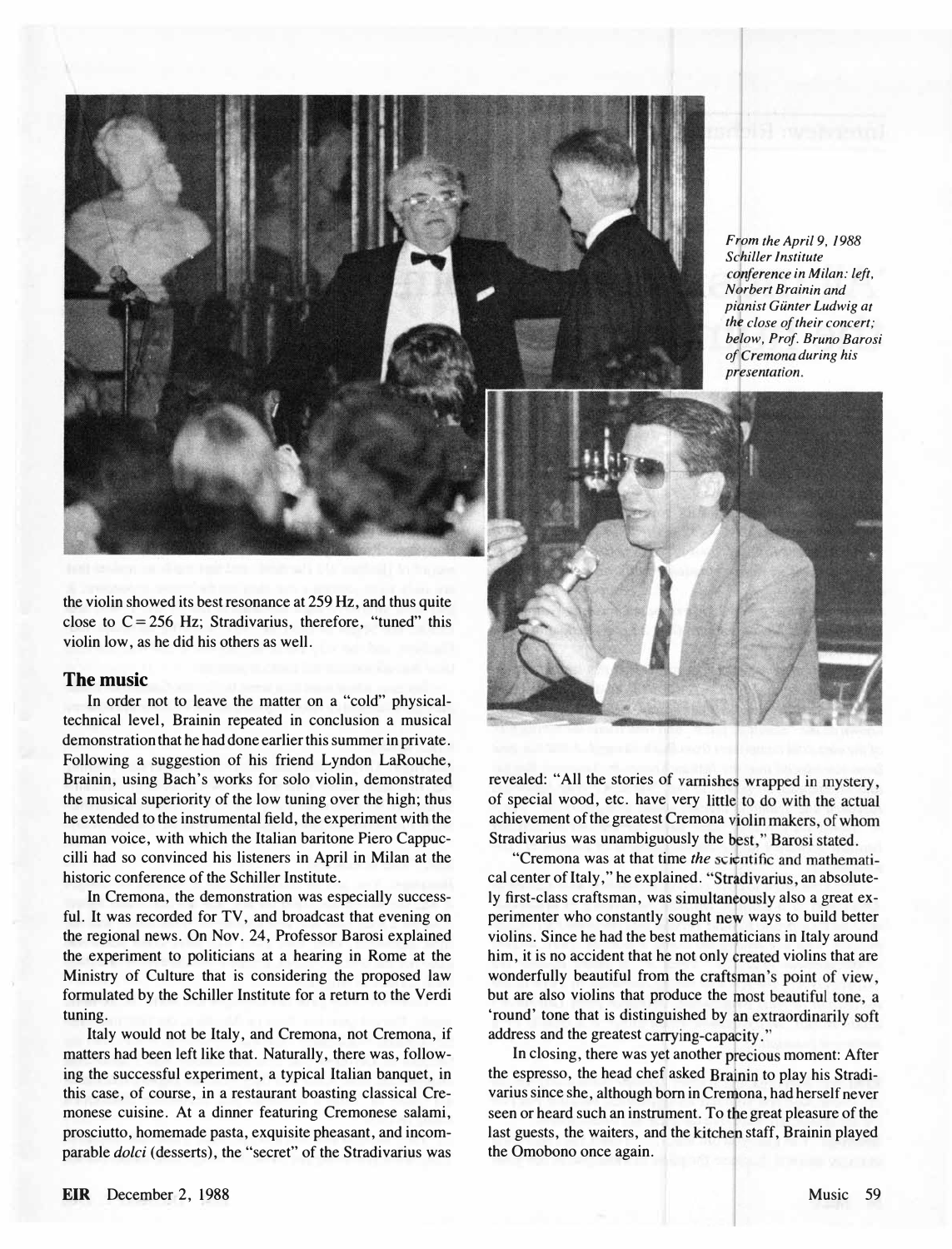From the April 9, 1988 Schiller Institute conference in Milan: left, Norbert Brainin and pianist Günter Ludwig at the close of their concert; below, Prof. Bruno Barosi of Cremona during his presentation.

the violin showed its best resonance at 259 Hz, and thus quite close to C = 256 Hz; Stradivarius, therefore, "tuned" this violin low, as he did his others as well.

## The music

In order not to leave the matter on a "cold" physical-technical level, Brainin repeated in conclusion a musical demonstration that he had done earlier this summer in private. Following a suggestion of his friend Lyndon LaRouche, Brainin, using Bach's works for solo violin, demonstrated the musical superiority of the low tuning over the high; thus he extended to the instrumental field, the experiment with the human voice, with which the Italian baritone Piero Cappuccilli had so convinced his listeners in April in Milan at the historic conference of the Schiller Institute.

In Cremona, the demonstration was especially successful. It was recorded for TV, and broadcast that evening on the regional news. On Nov. 24, Professor Barosi explained the experiment to politicians at a hearing in Rome at the Ministry of Culture that is considering the proposed law formulated by the Schiller Institute for a return to the Verdi tuning.

Italy would not be Italy, and Cremona, not Cremona, if matters had been left like that. Naturally, there was, following the successful experiment, a typical Italian banquet, in this case, of course, in a restaurant boasting classical Cremonese cuisine. At a dinner featuring Cremonese salami, prosciutto, homemade pasta, exquisite pheasant, and incomparable *dolci* (desserts), the "secret" of the Stradivarius was revealed: "All the stories of varnishes wrapped in mystery, of special wood, etc. have very little to do with the actual achievement of the greatest Cremona violin makers, of whom Stradivarius was unambiguously the best," Barosi stated.

"Cremona was at that time *the* scientific and mathematical center of Italy," he explained. "Stradivarius, an absolutely first-class craftsman, was simultaneously also a great experimenter who constantly sought new ways to build better violins. Since he had the best mathematicians in Italy around him, it is no accident that he not only created violins that are wonderfully beautiful from the craftsman's point of view, but are also violins that produce the most beautiful tone, a 'round' tone that is distinguished by an extraordinarily soft address and the greatest carrying-capacity."

In closing, there was yet another precious moment: After the espresso, the head chef asked Brainin to play his Stradivarius since she, although born in Cremona, had herself never seen or heard such an instrument. To the great pleasure of the last guests, the waiters, and the kitchen staff, Brainin played the Omobono once again.